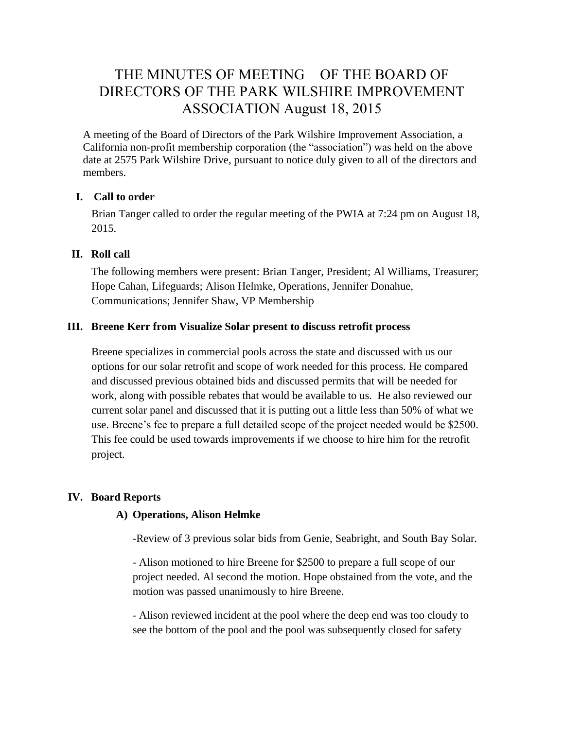# THE MINUTES OF MEETING OF THE BOARD OF DIRECTORS OF THE PARK WILSHIRE IMPROVEMENT ASSOCIATION August 18, 2015

A meeting of the Board of Directors of the Park Wilshire Improvement Association, a California non-profit membership corporation (the "association") was held on the above date at 2575 Park Wilshire Drive, pursuant to notice duly given to all of the directors and members.

## I. Call to order

Brian Tanger called to order the regular meeting of the PWIA at 7:24 pm on August 18, 2015.

## II. Roll call

The following members were present: Brian Tanger, President; Al Williams, Treasurer; Hope Cahan, Lifeguards; Alison Helmke, Operations, Jennifer Donahue, Communications; Jennifer Shaw, VP Membership

## III. Breene Kerr from Visualize Solar present to discuss retrofit process

Breene specializes in commercial pools across the state and discussed with us our options for our solar retrofit and scope of work needed for this process. He compared and discussed previous obtained bids and discussed permits that will be needed for work, along with possible rebates that would be available to us. He also reviewed our current solar panel and discussed that it is putting out a little less than 50% of what we use. Breene's fee to prepare a full detailed scope of the project needed would be $2500. This fee could be used towards improvements if we choose to hire him for the retrofit project.

## IV. Board Reports

### A) Operations, Alison Helmke

-Review of 3 previous solar bids from Genie, Seabright, and South Bay Solar.

- Alison motioned to hire Breene for $2500 to prepare a full scope of our project needed. Al second the motion. Hope obstained from the vote, and the motion was passed unanimously to hire Breene.

- Alison reviewed incident at the pool where the deep end was too cloudy to see the bottom of the pool and the pool was subsequently closed for safety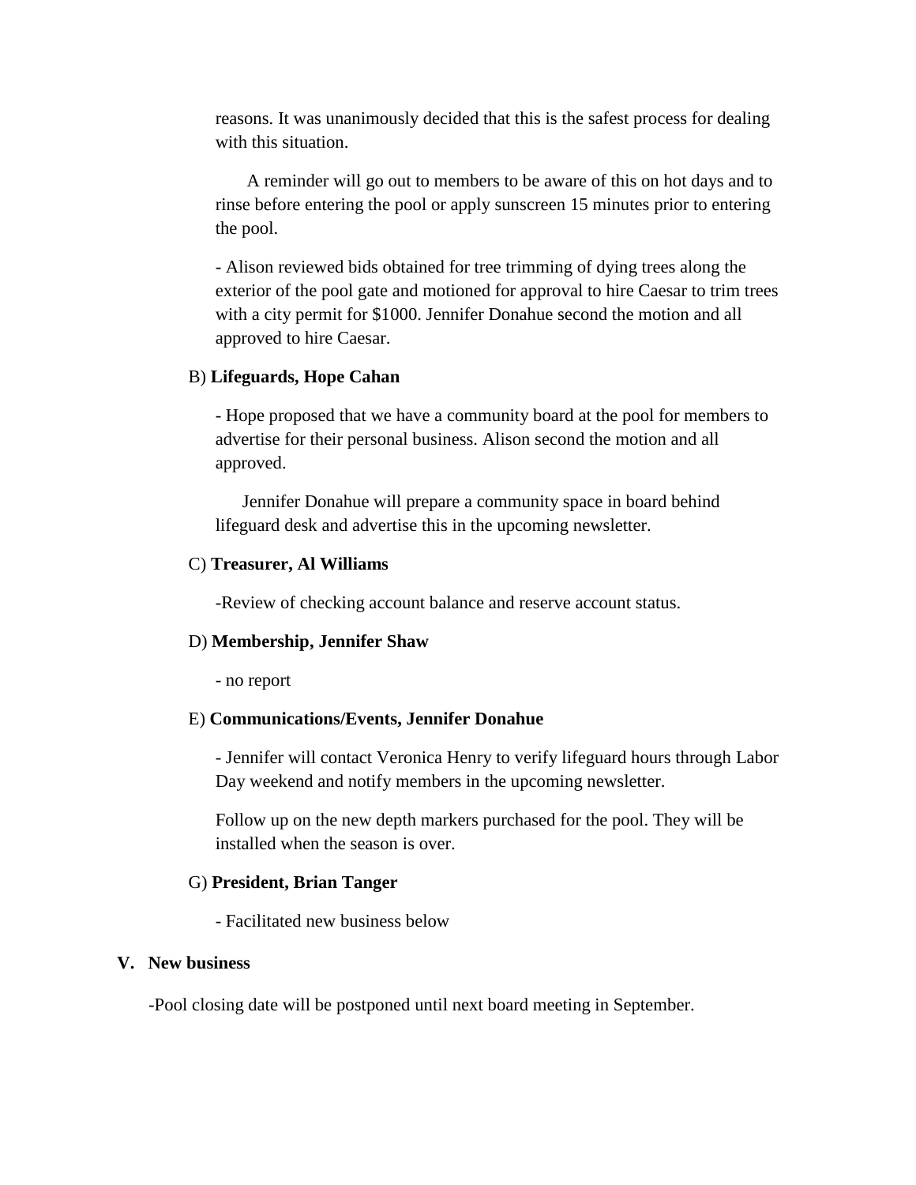reasons. It was unanimously decided that this is the safest process for dealing with this situation.

A reminder will go out to members to be aware of this on hot days and to rinse before entering the pool or apply sunscreen 15 minutes prior to entering the pool.

- Alison reviewed bids obtained for tree trimming of dying trees along the exterior of the pool gate and motioned for approval to hire Caesar to trim trees with a city permit for $1000. Jennifer Donahue second the motion and all approved to hire Caesar.

B) **Lifeguards, Hope Cahan**

- Hope proposed that we have a community board at the pool for members to advertise for their personal business. Alison second the motion and all approved.

Jennifer Donahue will prepare a community space in board behind lifeguard desk and advertise this in the upcoming newsletter.

C) **Treasurer, Al Williams**

-Review of checking account balance and reserve account status.

D) **Membership, Jennifer Shaw**

- no report

E) **Communications/Events, Jennifer Donahue**

- Jennifer will contact Veronica Henry to verify lifeguard hours through Labor Day weekend and notify members in the upcoming newsletter.

Follow up on the new depth markers purchased for the pool. They will be installed when the season is over.

G) **President, Brian Tanger**

- Facilitated new business below

**V. New business**

-Pool closing date will be postponed until next board meeting in September.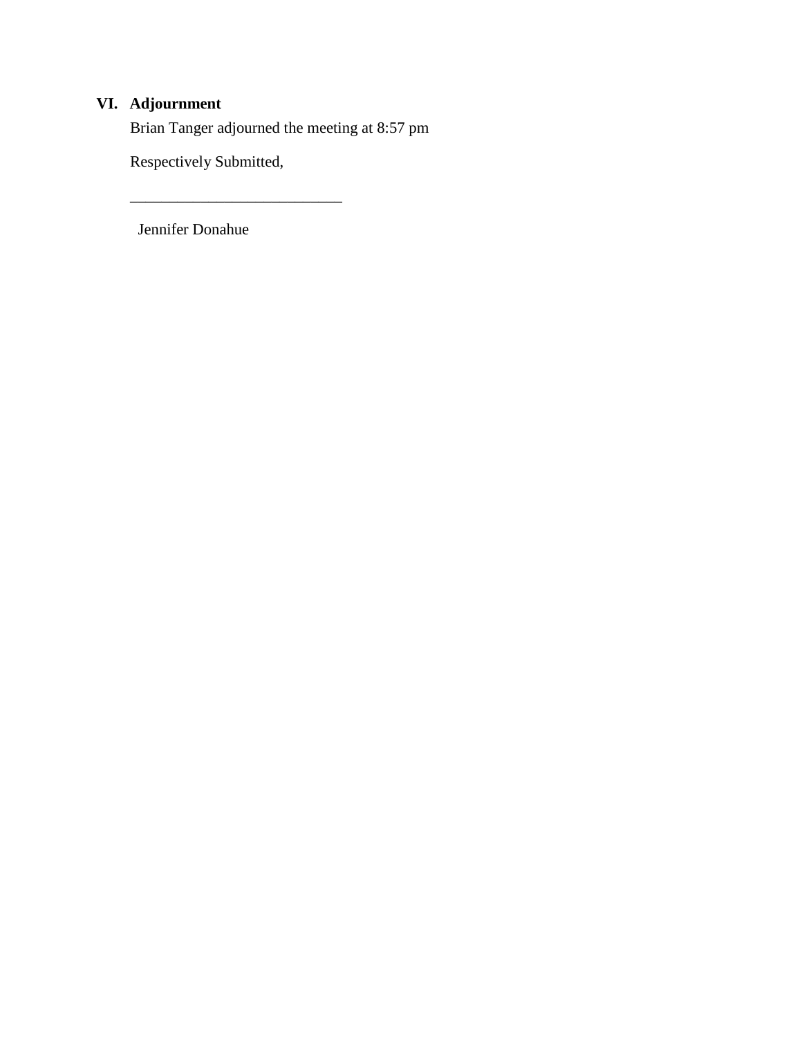## VI. Adjournment

Brian Tanger adjourned the meeting at 8:57 pm

Respectively Submitted,

___________________________

Jennifer Donahue